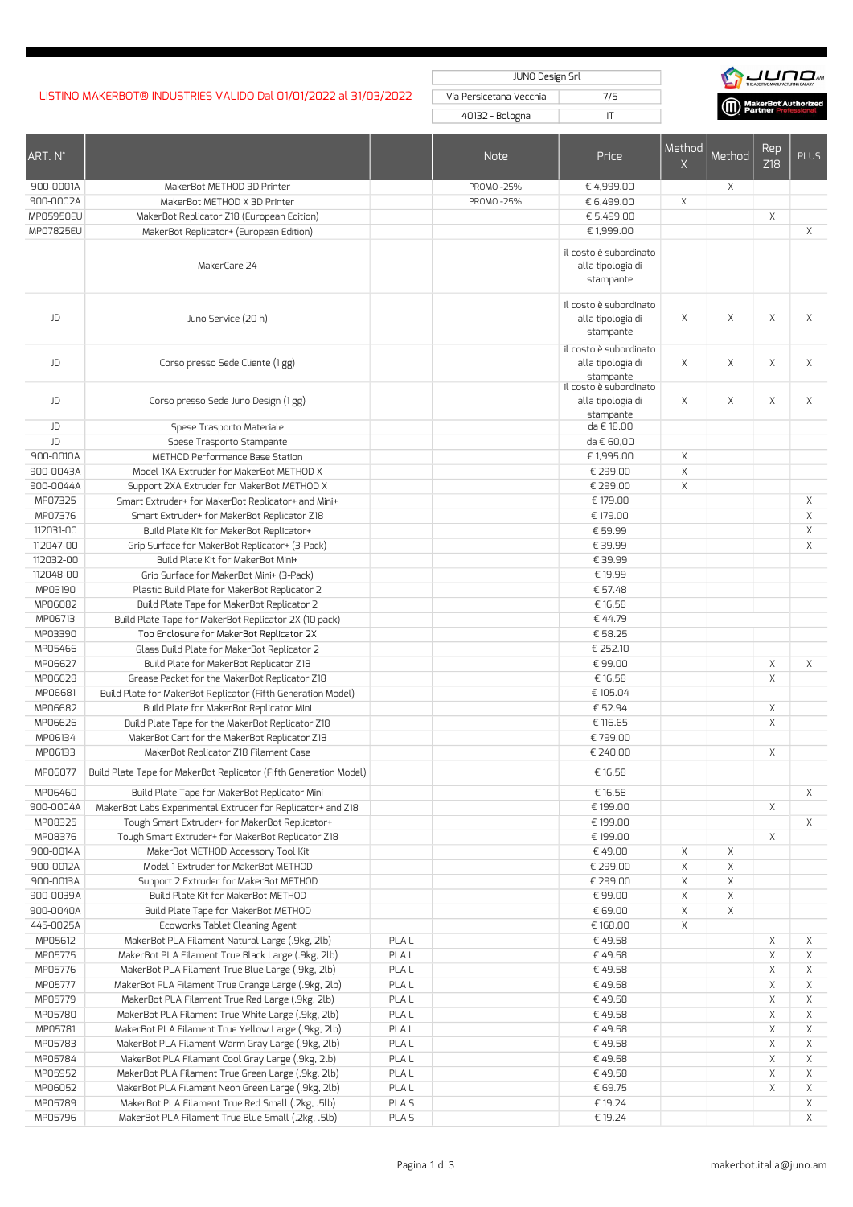LISTINO MAKERBOT® INDUSTRIES VALIDO Dal 01/01/2022 al 31/03/2022

| JUNO Design Srl | |
|---|---|
| Via Persicetana Vecchia | 7/5 |
| 40132 - Bologna | IT |

JUNO THE ADDITIVE MANUFACTURING GALAXY

MakerBot Authorized Partner Professional

| ART. N° | | | Note | Price | Method X | Method | Rep Z18 | PLUS |
|---|---|---|---|---|---|---|---|---|
| 900-0001A | MakerBot METHOD 3D Printer | | PROMO -25% | € 4,999.00 | | X | | |
| 900-0002A | MakerBot METHOD X 3D Printer | | PROMO -25% | € 6,499.00 | X | | | |
| MP05950EU | MakerBot Replicator Z18 (European Edition) | | | € 5,499.00 | | | X | |
| MP07825EU | MakerBot Replicator+ (European Edition) | | | € 1,999.00 | | | | X |
| | MakerCare 24 | | | il costo è subordinato alla tipologia di stampante | | | | |
| JD | Juno Service (20 h) | | | il costo è subordinato alla tipologia di stampante | X | X | X | X |
| JD | Corso presso Sede Cliente (1 gg) | | | il costo è subordinato alla tipologia di stampante | X | X | X | X |
| JD | Corso presso Sede Juno Design (1 gg) | | | il costo è subordinato alla tipologia di stampante | X | X | X | X |
| JD | Spese Trasporto Materiale | | | da € 18,00 | | | | |
| JD | Spese Trasporto Stampante | | | da € 60,00 | | | | |
| 900-0010A | METHOD Performance Base Station | | | € 1,995.00 | X | | | |
| 900-0043A | Model 1XA Extruder for MakerBot METHOD X | | | € 299.00 | X | | | |
| 900-0044A | Support 2XA Extruder for MakerBot METHOD X | | | € 299.00 | X | | | |
| MP07325 | Smart Extruder+ for MakerBot Replicator+ and Mini+ | | | € 179.00 | | | | X |
| MP07376 | Smart Extruder+ for MakerBot Replicator Z18 | | | € 179.00 | | | | X |
| 112031-00 | Build Plate Kit for MakerBot Replicator+ | | | € 59.99 | | | | X |
| 112047-00 | Grip Surface for MakerBot Replicator+ (3-Pack) | | | € 39.99 | | | | X |
| 112032-00 | Build Plate Kit for MakerBot Mini+ | | | € 39.99 | | | | |
| 112048-00 | Grip Surface for MakerBot Mini+ (3-Pack) | | | € 19.99 | | | | |
| MP03190 | Plastic Build Plate for MakerBot Replicator 2 | | | € 57.48 | | | | |
| MP06082 | Build Plate Tape for MakerBot Replicator 2 | | | € 16.58 | | | | |
| MP06713 | Build Plate Tape for MakerBot Replicator 2X (10 pack) | | | € 44.79 | | | | |
| MP03390 | Top Enclosure for MakerBot Replicator 2X | | | € 58.25 | | | | |
| MP05466 | Glass Build Plate for MakerBot Replicator 2 | | | € 252.10 | | | | |
| MP06627 | Build Plate for MakerBot Replicator Z18 | | | € 99.00 | | | X | X |
| MP06628 | Grease Packet for the MakerBot Replicator Z18 | | | € 16.58 | | | X | |
| MP06681 | Build Plate for MakerBot Replicator (Fifth Generation Model) | | | € 105.04 | | | | |
| MP06682 | Build Plate for MakerBot Replicator Mini | | | € 52.94 | | | X | |
| MP06626 | Build Plate Tape for the MakerBot Replicator Z18 | | | € 116.65 | | | X | |
| MP06134 | MakerBot Cart for the MakerBot Replicator Z18 | | | € 799.00 | | | | |
| MP06133 | MakerBot Replicator Z18 Filament Case | | | € 240.00 | | | X | |
| MP06077 | Build Plate Tape for MakerBot Replicator (Fifth Generation Model) | | | € 16.58 | | | | |
| MP06460 | Build Plate Tape for MakerBot Replicator Mini | | | € 16.58 | | | | X |
| 900-0004A | MakerBot Labs Experimental Extruder for Replicator+ and Z18 | | | € 199.00 | | | X | |
| MP08325 | Tough Smart Extruder+ for MakerBot Replicator+ | | | € 199.00 | | | | X |
| MP08376 | Tough Smart Extruder+ for MakerBot Replicator Z18 | | | € 199.00 | | | X | |
| 900-0014A | MakerBot METHOD Accessory Tool Kit | | | € 49.00 | X | X | | |
| 900-0012A | Model 1 Extruder for MakerBot METHOD | | | € 299.00 | X | X | | |
| 900-0013A | Support 2 Extruder for MakerBot METHOD | | | € 299.00 | X | X | | |
| 900-0039A | Build Plate Kit for MakerBot METHOD | | | € 99.00 | X | X | | |
| 900-0040A | Build Plate Tape for MakerBot METHOD | | | € 69.00 | X | X | | |
| 445-0025A | Ecoworks Tablet Cleaning Agent | | | € 168.00 | X | | | |
| MP05612 | MakerBot PLA Filament Natural Large (.9kg, 2lb) | PLA L | | € 49.58 | | | X | X |
| MP05775 | MakerBot PLA Filament True Black Large (.9kg, 2lb) | PLA L | | € 49.58 | | | X | X |
| MP05776 | MakerBot PLA Filament True Blue Large (.9kg, 2lb) | PLA L | | € 49.58 | | | X | X |
| MP05777 | MakerBot PLA Filament True Orange Large (.9kg, 2lb) | PLA L | | € 49.58 | | | X | X |
| MP05779 | MakerBot PLA Filament True Red Large (.9kg, 2lb) | PLA L | | € 49.58 | | | X | X |
| MP05780 | MakerBot PLA Filament True White Large (.9kg, 2lb) | PLA L | | € 49.58 | | | X | X |
| MP05781 | MakerBot PLA Filament True Yellow Large (.9kg, 2lb) | PLA L | | € 49.58 | | | X | X |
| MP05783 | MakerBot PLA Filament Warm Gray Large (.9kg, 2lb) | PLA L | | € 49.58 | | | X | X |
| MP05784 | MakerBot PLA Filament Cool Gray Large (.9kg, 2lb) | PLA L | | € 49.58 | | | X | X |
| MP05952 | MakerBot PLA Filament True Green Large (.9kg, 2lb) | PLA L | | € 49.58 | | | X | X |
| MP06052 | MakerBot PLA Filament Neon Green Large (.9kg, 2lb) | PLA L | | € 69.75 | | | X | X |
| MP05789 | MakerBot PLA Filament True Red Small (.2kg, .5lb) | PLA S | | € 19.24 | | | | X |
| MP05796 | MakerBot PLA Filament True Blue Small (.2kg, .5lb) | PLA S | | € 19.24 | | | | X |

makerbot.italia@juno.am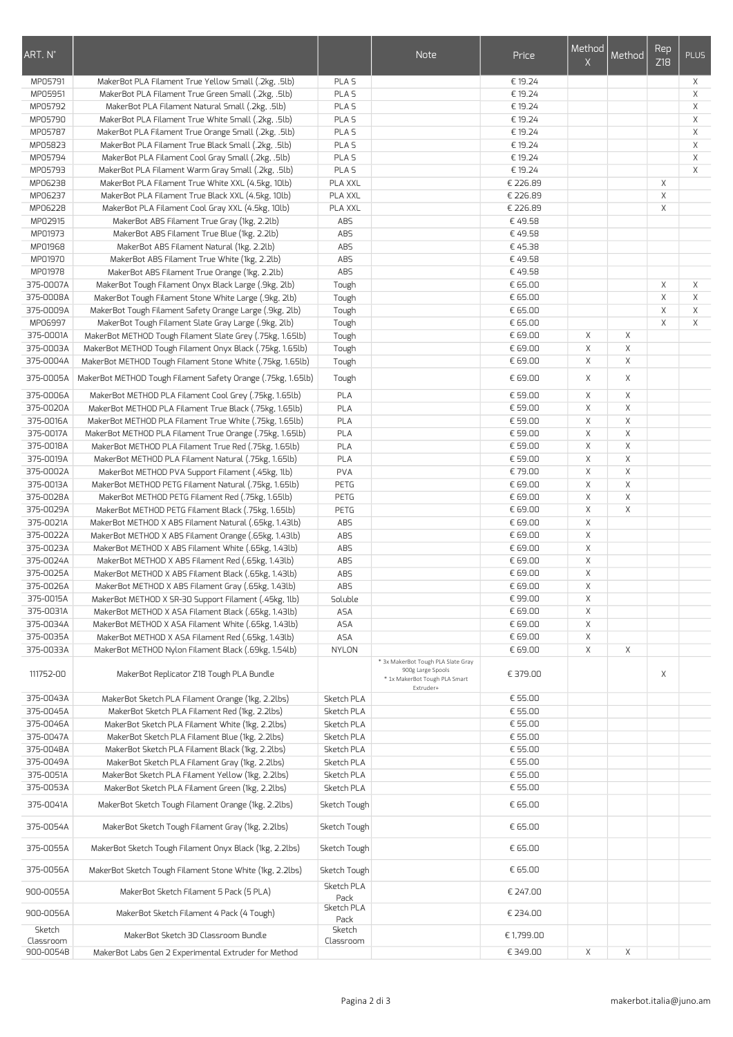| ART. N° | | | Note | Price | Method X | Method | Rep Z18 | PLUS |
|---|---|---|---|---|---|---|---|---|
| MP05791 | MakerBot PLA Filament True Yellow Small (.2kg, .5lb) | PLA S | | € 19.24 | | | | X |
| MP05951 | MakerBot PLA Filament True Green Small (.2kg, .5lb) | PLA S | | € 19.24 | | | | X |
| MP05792 | MakerBot PLA Filament Natural Small (.2kg, .5lb) | PLA S | | € 19.24 | | | | X |
| MP05790 | MakerBot PLA Filament True White Small (.2kg, .5lb) | PLA S | | € 19.24 | | | | X |
| MP05787 | MakerBot PLA Filament True Orange Small (.2kg, .5lb) | PLA S | | € 19.24 | | | | X |
| MP05823 | MakerBot PLA Filament True Black Small (.2kg, .5lb) | PLA S | | € 19.24 | | | | X |
| MP05794 | MakerBot PLA Filament Cool Gray Small (.2kg, .5lb) | PLA S | | € 19.24 | | | | X |
| MP05793 | MakerBot PLA Filament Warm Gray Small (.2kg, .5lb) | PLA S | | € 19.24 | | | | X |
| MP06238 | MakerBot PLA Filament True White XXL (4.5kg, 10lb) | PLA XXL | | € 226.89 | | | X | |
| MP06237 | MakerBot PLA Filament True Black XXL (4.5kg, 10lb) | PLA XXL | | € 226.89 | | | X | |
| MP06228 | MakerBot PLA Filament Cool Gray XXL (4.5kg, 10lb) | PLA XXL | | € 226.89 | | | X | |
| MP02915 | MakerBot ABS Filament True Gray (1kg, 2.2lb) | ABS | | € 49.58 | | | | |
| MP01973 | MakerBot ABS Filament True Blue (1kg, 2.2lb) | ABS | | € 49.58 | | | | |
| MP01968 | MakerBot ABS Filament Natural (1kg, 2.2lb) | ABS | | € 45.38 | | | | |
| MP01970 | MakerBot ABS Filament True White (1kg, 2.2lb) | ABS | | € 49.58 | | | | |
| MP01978 | MakerBot ABS Filament True Orange (1kg, 2.2lb) | ABS | | € 49.58 | | | | |
| 375-0007A | MakerBot Tough Filament Onyx Black Large (.9kg, 2lb) | Tough | | € 65.00 | | | X | X |
| 375-0008A | MakerBot Tough Filament Stone White Large (.9kg, 2lb) | Tough | | € 65.00 | | | X | X |
| 375-0009A | MakerBot Tough Filament Safety Orange Large (.9kg, 2lb) | Tough | | € 65.00 | | | X | X |
| MP06997 | MakerBot Tough Filament Slate Gray Large (.9kg, 2lb) | Tough | | € 65.00 | | | X | X |
| 375-0001A | MakerBot METHOD Tough Filament Slate Grey (.75kg, 1.65lb) | Tough | | € 69.00 | X | X | | |
| 375-0003A | MakerBot METHOD Tough Filament Onyx Black (.75kg, 1.65lb) | Tough | | € 69.00 | X | X | | |
| 375-0004A | MakerBot METHOD Tough Filament Stone White (.75kg, 1.65lb) | Tough | | € 69.00 | X | X | | |
| 375-0005A | MakerBot METHOD Tough Filament Safety Orange (.75kg, 1.65lb) | Tough | | € 69.00 | X | X | | |
| 375-0006A | MakerBot METHOD PLA Filament Cool Grey (.75kg, 1.65lb) | PLA | | € 59.00 | X | X | | |
| 375-0020A | MakerBot METHOD PLA Filament True Black (.75kg, 1.65lb) | PLA | | € 59.00 | X | X | | |
| 375-0016A | MakerBot METHOD PLA Filament True White (.75kg, 1.65lb) | PLA | | € 59.00 | X | X | | |
| 375-0017A | MakerBot METHOD PLA Filament True Orange (.75kg, 1.65lb) | PLA | | € 59.00 | X | X | | |
| 375-0018A | MakerBot METHOD PLA Filament True Red (.75kg, 1.65lb) | PLA | | € 59.00 | X | X | | |
| 375-0019A | MakerBot METHOD PLA Filament Natural (.75kg, 1.65lb) | PLA | | € 59.00 | X | X | | |
| 375-0002A | MakerBot METHOD PVA Support Filament (.45kg, 1lb) | PVA | | € 79.00 | X | X | | |
| 375-0013A | MakerBot METHOD PETG Filament Natural (.75kg, 1.65lb) | PETG | | € 69.00 | X | X | | |
| 375-0028A | MakerBot METHOD PETG Filament Red (.75kg, 1.65lb) | PETG | | € 69.00 | X | X | | |
| 375-0029A | MakerBot METHOD PETG Filament Black (.75kg, 1.65lb) | PETG | | € 69.00 | X | X | | |
| 375-0021A | MakerBot METHOD X ABS Filament Natural (.65kg, 1.43lb) | ABS | | € 69.00 | X | | | |
| 375-0022A | MakerBot METHOD X ABS Filament Orange (.65kg, 1.43lb) | ABS | | € 69.00 | X | | | |
| 375-0023A | MakerBot METHOD X ABS Filament White (.65kg, 1.43lb) | ABS | | € 69.00 | X | | | |
| 375-0024A | MakerBot METHOD X ABS Filament Red (.65kg, 1.43lb) | ABS | | € 69.00 | X | | | |
| 375-0025A | MakerBot METHOD X ABS Filament Black (.65kg, 1.43lb) | ABS | | € 69.00 | X | | | |
| 375-0026A | MakerBot METHOD X ABS Filament Gray (.65kg, 1.43lb) | ABS | | € 69.00 | X | | | |
| 375-0015A | MakerBot METHOD X SR-30 Support Filament (.45kg, 1lb) | Soluble | | € 99.00 | X | | | |
| 375-0031A | MakerBot METHOD X ASA Filament Black (.65kg, 1.43lb) | ASA | | € 69.00 | X | | | |
| 375-0034A | MakerBot METHOD X ASA Filament White (.65kg, 1.43lb) | ASA | | € 69.00 | X | | | |
| 375-0035A | MakerBot METHOD X ASA Filament Red (.65kg, 1.43lb) | ASA | | € 69.00 | X | | | |
| 375-0033A | MakerBot METHOD Nylon Filament Black (.69kg, 1.54lb) | NYLON | | € 69.00 | X | X | | |
| 111752-00 | MakerBot Replicator Z18 Tough PLA Bundle | | * 3x MakerBot Tough PLA Slate Gray 900g Large Spools * 1x MakerBot Tough PLA Smart Extruder+ | € 379.00 | | | X | |
| 375-0043A | MakerBot Sketch PLA Filament Orange (1kg, 2.2lbs) | Sketch PLA | | € 55.00 | | | | |
| 375-0045A | MakerBot Sketch PLA Filament Red (1kg, 2.2lbs) | Sketch PLA | | € 55.00 | | | | |
| 375-0046A | MakerBot Sketch PLA Filament White (1kg, 2.2lbs) | Sketch PLA | | € 55.00 | | | | |
| 375-0047A | MakerBot Sketch PLA Filament Blue (1kg, 2.2lbs) | Sketch PLA | | € 55.00 | | | | |
| 375-0048A | MakerBot Sketch PLA Filament Black (1kg, 2.2lbs) | Sketch PLA | | € 55.00 | | | | |
| 375-0049A | MakerBot Sketch PLA Filament Gray (1kg, 2.2lbs) | Sketch PLA | | € 55.00 | | | | |
| 375-0051A | MakerBot Sketch PLA Filament Yellow (1kg, 2.2lbs) | Sketch PLA | | € 55.00 | | | | |
| 375-0053A | MakerBot Sketch PLA Filament Green (1kg, 2.2lbs) | Sketch PLA | | € 55.00 | | | | |
| 375-0041A | MakerBot Sketch Tough Filament Orange (1kg, 2.2lbs) | Sketch Tough | | € 65.00 | | | | |
| 375-0054A | MakerBot Sketch Tough Filament Gray (1kg, 2.2lbs) | Sketch Tough | | € 65.00 | | | | |
| 375-0055A | MakerBot Sketch Tough Filament Onyx Black (1kg, 2.2lbs) | Sketch Tough | | € 65.00 | | | | |
| 375-0056A | MakerBot Sketch Tough Filament Stone White (1kg, 2.2lbs) | Sketch Tough | | € 65.00 | | | | |
| 900-0055A | MakerBot Sketch Filament 5 Pack (5 PLA) | Sketch PLA Pack | | € 247.00 | | | | |
| 900-0056A | MakerBot Sketch Filament 4 Pack (4 Tough) | Sketch PLA Pack | | € 234.00 | | | | |
| Sketch Classroom | MakerBot Sketch 3D Classroom Bundle | Sketch Classroom | | € 1,799.00 | | | | |
| 900-0054B | MakerBot Labs Gen 2 Experimental Extruder for Method | | | € 349.00 | X | X | | |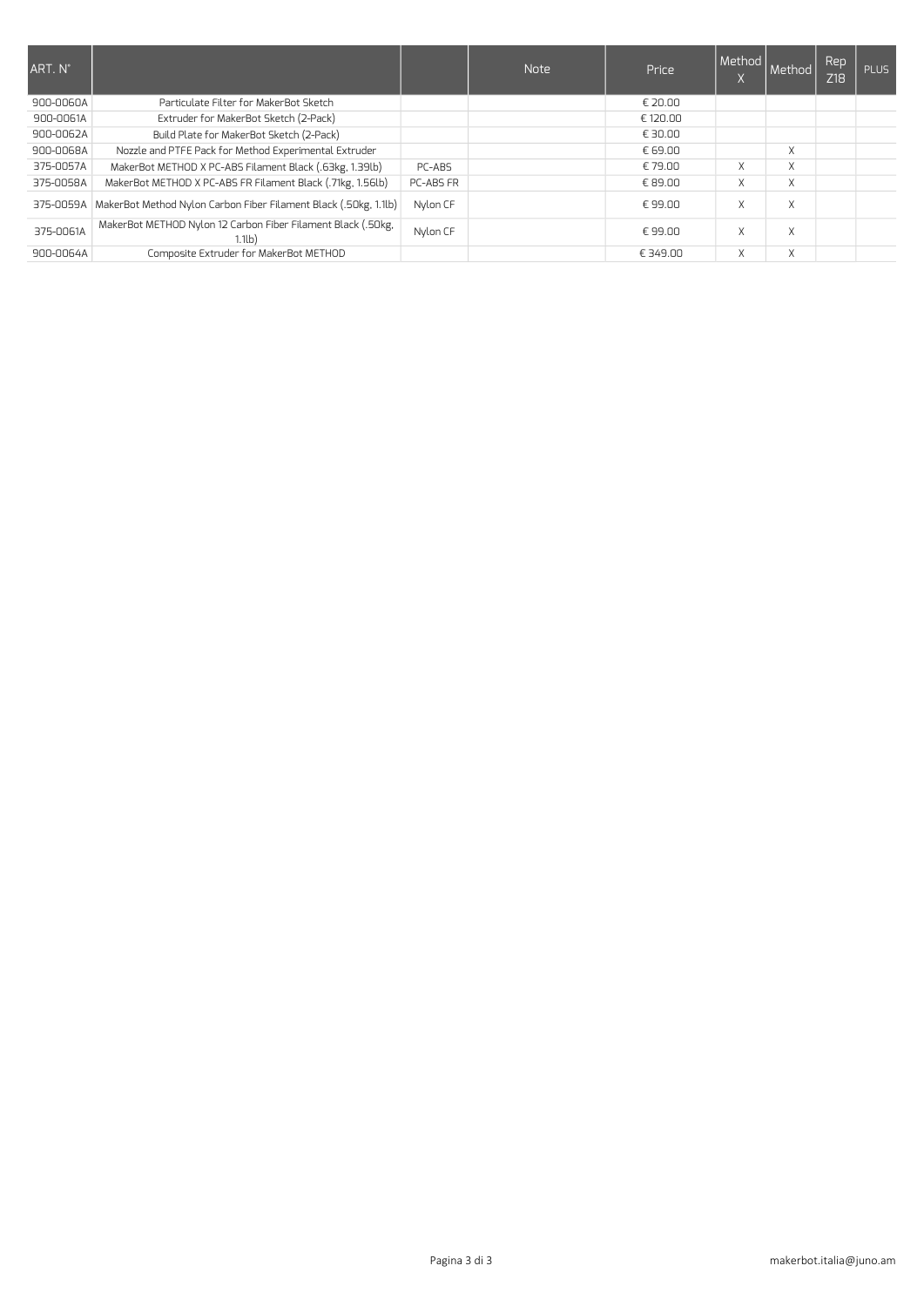| ART. N° | | | Note | Price | Method X | Method | Rep Z18 | PLUS |
|---|---|---|---|---|---|---|---|---|
| 900-0060A | Particulate Filter for MakerBot Sketch | | | € 20.00 | | | | |
| 900-0061A | Extruder for MakerBot Sketch (2-Pack) | | | € 120.00 | | | | |
| 900-0062A | Build Plate for MakerBot Sketch (2-Pack) | | | € 30.00 | | | | |
| 900-0068A | Nozzle and PTFE Pack for Method Experimental Extruder | | | € 69.00 | | X | | |
| 375-0057A | MakerBot METHOD X PC-ABS Filament Black (.63kg, 1.39lb) | PC-ABS | | € 79.00 | X | X | | |
| 375-0058A | MakerBot METHOD X PC-ABS FR Filament Black (.71kg, 1.56lb) | PC-ABS FR | | € 89.00 | X | X | | |
| 375-0059A | MakerBot Method Nylon Carbon Fiber Filament Black (.50kg, 1.1lb) | Nylon CF | | € 99.00 | X | X | | |
| 375-0061A | MakerBot METHOD Nylon 12 Carbon Fiber Filament Black (.50kg, 1.1lb) | Nylon CF | | € 99.00 | X | X | | |
| 900-0064A | Composite Extruder for MakerBot METHOD | | | € 349.00 | X | X | | |

makerbot.italia@juno.am